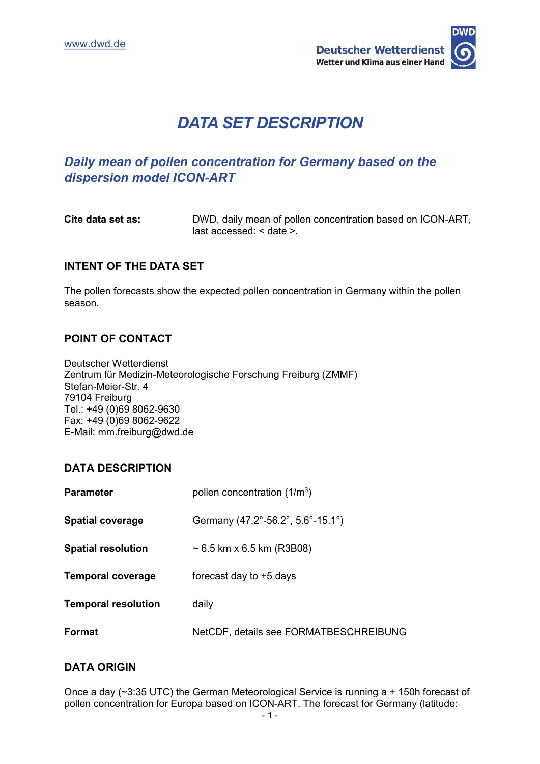www.dwd.de

**Deutscher Wetterdienst**
**Wetter und Klima aus einer Hand**

# *DATA SET DESCRIPTION*

## *Daily mean of pollen concentration for Germany based on the dispersion model ICON-ART*

**Cite data set as:** DWD, daily mean of pollen concentration based on ICON-ART, last accessed: < date >.

### INTENT OF THE DATA SET

The pollen forecasts show the expected pollen concentration in Germany within the pollen season.

### POINT OF CONTACT

Deutscher Wetterdienst
Zentrum für Medizin-Meteorologische Forschung Freiburg (ZMMF)
Stefan-Meier-Str. 4
79104 Freiburg
Tel.: +49 (0)69 8062-9630
Fax: +49 (0)69 8062-9622
E-Mail: mm.freiburg@dwd.de

### DATA DESCRIPTION

| | |
|---|---|
| **Parameter** | pollen concentration ($1/m^3$) |
| **Spatial coverage** | Germany (47.2°-56.2°, 5.6°-15.1°) |
| **Spatial resolution** | ~ 6.5 km x 6.5 km (R3B08) |
| **Temporal coverage** | forecast day to +5 days |
| **Temporal resolution** | daily |
| **Format** | NetCDF, details see FORMATBESCHREIBUNG |

### DATA ORIGIN

Once a day (~3:35 UTC) the German Meteorological Service is running a + 150h forecast of pollen concentration for Europa based on ICON-ART. The forecast for Germany (latitude: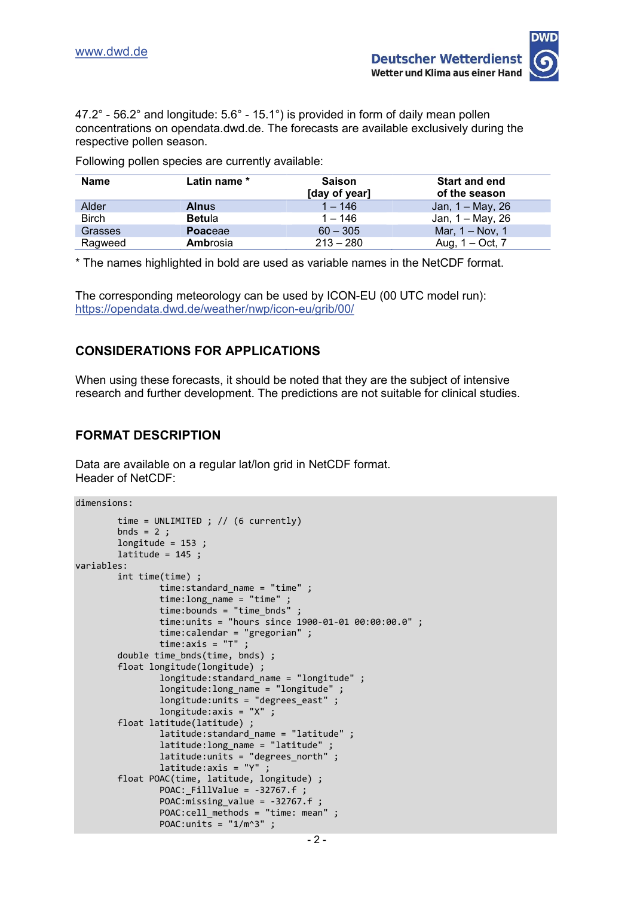47.2° - 56.2° and longitude: 5.6° - 15.1°) is provided in form of daily mean pollen concentrations on opendata.dwd.de. The forecasts are available exclusively during the respective pollen season.

Following pollen species are currently available:

| Name | Latin name * | Saison [day of year] | Start and end of the season |
|---|---|---|---|
| Alder | **Alnus** | 1 – 146 | Jan, 1 – May, 26 |
| Birch | **Betu**la | 1 – 146 | Jan, 1 – May, 26 |
| Grasses | **Poa**ceae | 60 – 305 | Mar, 1 – Nov, 1 |
| Ragweed | **Ambr**osia | 213 – 280 | Aug, 1 – Oct, 7 |

* The names highlighted in bold are used as variable names in the NetCDF format.

The corresponding meteorology can be used by ICON-EU (00 UTC model run): https://opendata.dwd.de/weather/nwp/icon-eu/grib/00/

## CONSIDERATIONS FOR APPLICATIONS

When using these forecasts, it should be noted that they are the subject of intensive research and further development. The predictions are not suitable for clinical studies.

## FORMAT DESCRIPTION

Data are available on a regular lat/lon grid in NetCDF format.
Header of NetCDF:

```
dimensions:
        time = UNLIMITED ; // (6 currently)
        bnds = 2 ;
        longitude = 153 ;
        latitude = 145 ;
variables:
        int time(time) ;
                time:standard_name = "time" ;
                time:long_name = "time" ;
                time:bounds = "time_bnds" ;
                time:units = "hours since 1900-01-01 00:00:00.0" ;
                time:calendar = "gregorian" ;
                time:axis = "T" ;
        double time_bnds(time, bnds) ;
        float longitude(longitude) ;
                longitude:standard_name = "longitude" ;
                longitude:long_name = "longitude" ;
                longitude:units = "degrees_east" ;
                longitude:axis = "X" ;
        float latitude(latitude) ;
                latitude:standard_name = "latitude" ;
                latitude:long_name = "latitude" ;
                latitude:units = "degrees_north" ;
                latitude:axis = "Y" ;
        float POAC(time, latitude, longitude) ;
                POAC:_FillValue = -32767.f ;
                POAC:missing_value = -32767.f ;
                POAC:cell_methods = "time: mean" ;
                POAC:units = "1/m^3" ;
```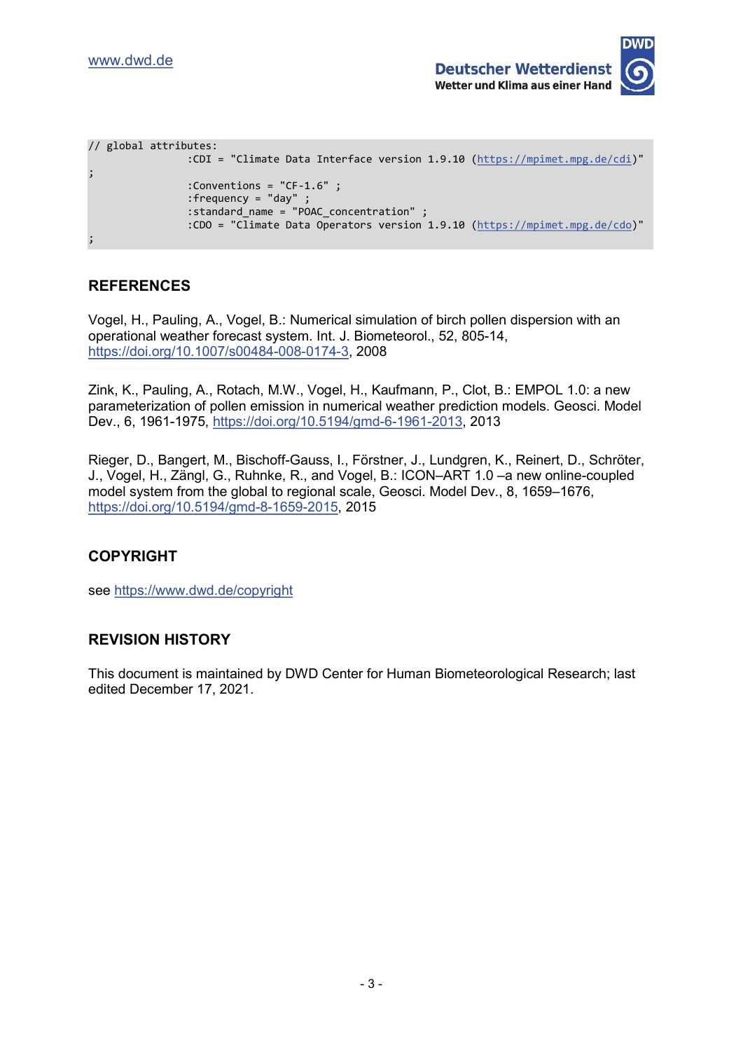```
// global attributes:
		:CDI = "Climate Data Interface version 1.9.10 (https://mpimet.mpg.de/cdi)"
;
		:Conventions = "CF-1.6" ;
		:frequency = "day" ;
		:standard_name = "POAC_concentration" ;
		:CDO = "Climate Data Operators version 1.9.10 (https://mpimet.mpg.de/cdo)"
;
```

## REFERENCES

Vogel, H., Pauling, A., Vogel, B.: Numerical simulation of birch pollen dispersion with an operational weather forecast system. Int. J. Biometeorol., 52, 805-14, https://doi.org/10.1007/s00484-008-0174-3, 2008

Zink, K., Pauling, A., Rotach, M.W., Vogel, H., Kaufmann, P., Clot, B.: EMPOL 1.0: a new parameterization of pollen emission in numerical weather prediction models. Geosci. Model Dev., 6, 1961-1975, https://doi.org/10.5194/gmd-6-1961-2013, 2013

Rieger, D., Bangert, M., Bischoff-Gauss, I., Förstner, J., Lundgren, K., Reinert, D., Schröter, J., Vogel, H., Zängl, G., Ruhnke, R., and Vogel, B.: ICON–ART 1.0 –a new online-coupled model system from the global to regional scale, Geosci. Model Dev., 8, 1659–1676, https://doi.org/10.5194/gmd-8-1659-2015, 2015

## COPYRIGHT

see https://www.dwd.de/copyright

## REVISION HISTORY

This document is maintained by DWD Center for Human Biometeorological Research; last edited December 17, 2021.